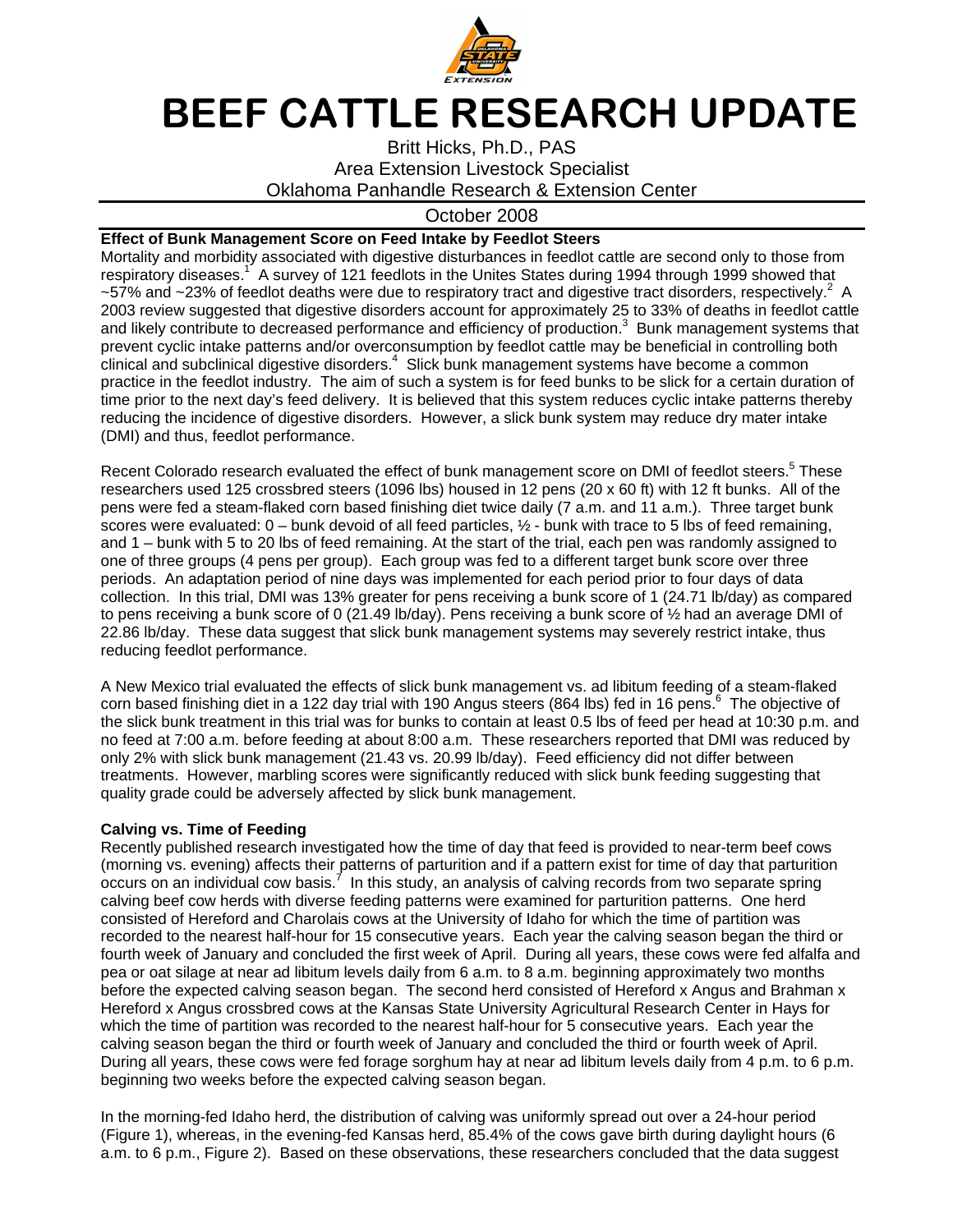# BEEF CATTLE RESEARCH UPDATE

Britt Hicks, Ph.D., PAS
Area Extension Livestock Specialist
Oklahoma Panhandle Research & Extension Center

October 2008

**Effect of Bunk Management Score on Feed Intake by Feedlot Steers**

Mortality and morbidity associated with digestive disturbances in feedlot cattle are second only to those from respiratory diseases.[1] A survey of 121 feedlots in the Unites States during 1994 through 1999 showed that ~57% and ~23% of feedlot deaths were due to respiratory tract and digestive tract disorders, respectively.[2] A 2003 review suggested that digestive disorders account for approximately 25 to 33% of deaths in feedlot cattle and likely contribute to decreased performance and efficiency of production.[3] Bunk management systems that prevent cyclic intake patterns and/or overconsumption by feedlot cattle may be beneficial in controlling both clinical and subclinical digestive disorders.[4] Slick bunk management systems have become a common practice in the feedlot industry. The aim of such a system is for feed bunks to be slick for a certain duration of time prior to the next day's feed delivery. It is believed that this system reduces cyclic intake patterns thereby reducing the incidence of digestive disorders. However, a slick bunk system may reduce dry mater intake (DMI) and thus, feedlot performance.

Recent Colorado research evaluated the effect of bunk management score on DMI of feedlot steers.[5] These researchers used 125 crossbred steers (1096 lbs) housed in 12 pens (20 x 60 ft) with 12 ft bunks. All of the pens were fed a steam-flaked corn based finishing diet twice daily (7 a.m. and 11 a.m.). Three target bunk scores were evaluated: 0 – bunk devoid of all feed particles, ½ - bunk with trace to 5 lbs of feed remaining, and 1 – bunk with 5 to 20 lbs of feed remaining. At the start of the trial, each pen was randomly assigned to one of three groups (4 pens per group). Each group was fed to a different target bunk score over three periods. An adaptation period of nine days was implemented for each period prior to four days of data collection. In this trial, DMI was 13% greater for pens receiving a bunk score of 1 (24.71 lb/day) as compared to pens receiving a bunk score of 0 (21.49 lb/day). Pens receiving a bunk score of ½ had an average DMI of 22.86 lb/day. These data suggest that slick bunk management systems may severely restrict intake, thus reducing feedlot performance.

A New Mexico trial evaluated the effects of slick bunk management vs. ad libitum feeding of a steam-flaked corn based finishing diet in a 122 day trial with 190 Angus steers (864 lbs) fed in 16 pens.[6] The objective of the slick bunk treatment in this trial was for bunks to contain at least 0.5 lbs of feed per head at 10:30 p.m. and no feed at 7:00 a.m. before feeding at about 8:00 a.m. These researchers reported that DMI was reduced by only 2% with slick bunk management (21.43 vs. 20.99 lb/day). Feed efficiency did not differ between treatments. However, marbling scores were significantly reduced with slick bunk feeding suggesting that quality grade could be adversely affected by slick bunk management.

**Calving vs. Time of Feeding**

Recently published research investigated how the time of day that feed is provided to near-term beef cows (morning vs. evening) affects their patterns of parturition and if a pattern exist for time of day that parturition occurs on an individual cow basis.[7] In this study, an analysis of calving records from two separate spring calving beef cow herds with diverse feeding patterns were examined for parturition patterns. One herd consisted of Hereford and Charolais cows at the University of Idaho for which the time of partition was recorded to the nearest half-hour for 15 consecutive years. Each year the calving season began the third or fourth week of January and concluded the first week of April. During all years, these cows were fed alfalfa and pea or oat silage at near ad libitum levels daily from 6 a.m. to 8 a.m. beginning approximately two months before the expected calving season began. The second herd consisted of Hereford x Angus and Brahman x Hereford x Angus crossbred cows at the Kansas State University Agricultural Research Center in Hays for which the time of partition was recorded to the nearest half-hour for 5 consecutive years. Each year the calving season began the third or fourth week of January and concluded the third or fourth week of April. During all years, these cows were fed forage sorghum hay at near ad libitum levels daily from 4 p.m. to 6 p.m. beginning two weeks before the expected calving season began.

In the morning-fed Idaho herd, the distribution of calving was uniformly spread out over a 24-hour period (Figure 1), whereas, in the evening-fed Kansas herd, 85.4% of the cows gave birth during daylight hours (6 a.m. to 6 p.m., Figure 2). Based on these observations, these researchers concluded that the data suggest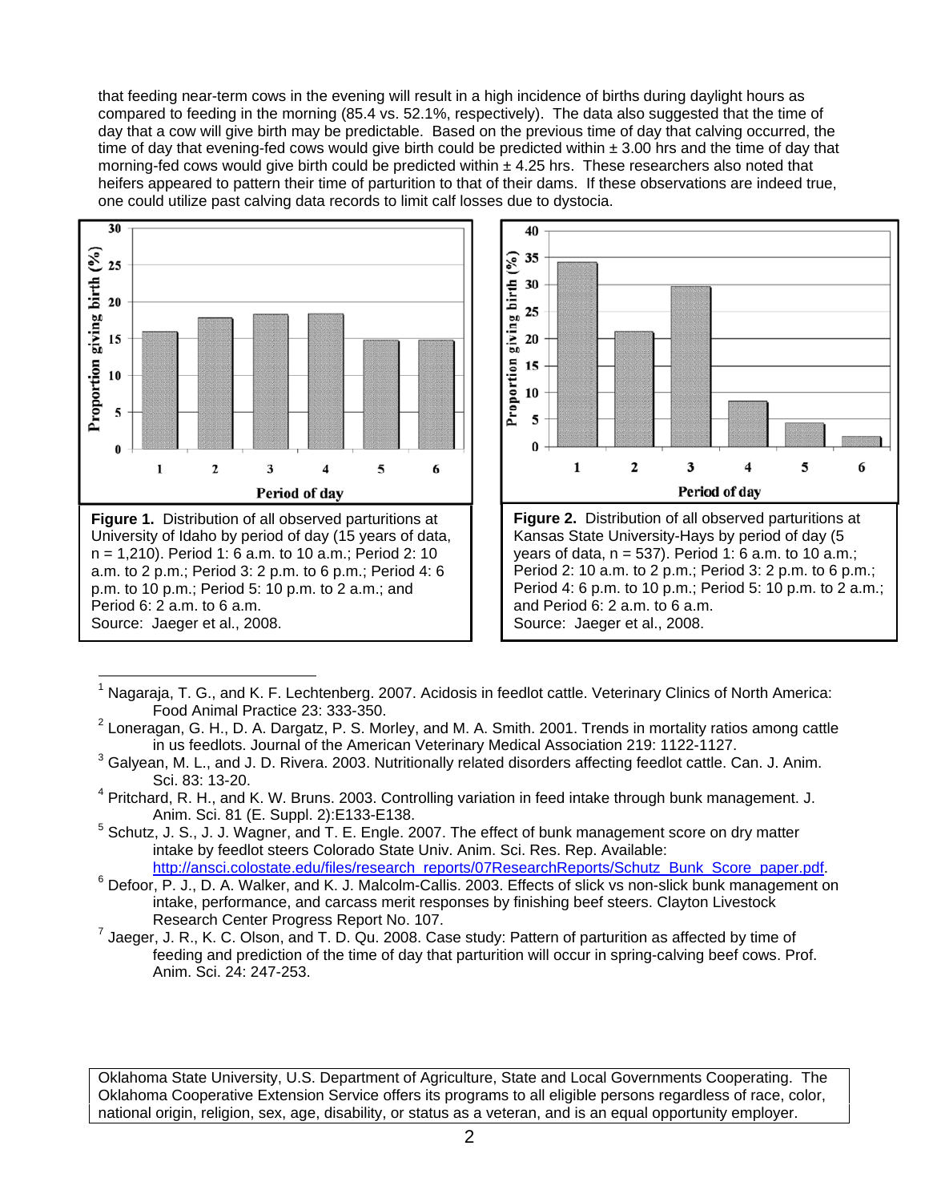that feeding near-term cows in the evening will result in a high incidence of births during daylight hours as compared to feeding in the morning (85.4 vs. 52.1%, respectively). The data also suggested that the time of day that a cow will give birth may be predictable. Based on the previous time of day that calving occurred, the time of day that evening-fed cows would give birth could be predicted within ± 3.00 hrs and the time of day that morning-fed cows would give birth could be predicted within ± 4.25 hrs. These researchers also noted that heifers appeared to pattern their time of parturition to that of their dams. If these observations are indeed true, one could utilize past calving data records to limit calf losses due to dystocia.

Proportion giving birth (%)
30
25
20
15
10
5
0
1 2 3 4 5 6
Period of day

**Figure 1.** Distribution of all observed parturitions at University of Idaho by period of day (15 years of data, n = 1,210). Period 1: 6 a.m. to 10 a.m.; Period 2: 10 a.m. to 2 p.m.; Period 3: 2 p.m. to 6 p.m.; Period 4: 6 p.m. to 10 p.m.; Period 5: 10 p.m. to 2 a.m.; and Period 6: 2 a.m. to 6 a.m.
Source: Jaeger et al., 2008.

Proportion giving birth (%)
40
35
30
25
20
15
10
5
0
1 2 3 4 5 6
Period of day

**Figure 2.** Distribution of all observed parturitions at Kansas State University-Hays by period of day (5 years of data, n = 537). Period 1: 6 a.m. to 10 a.m.; Period 2: 10 a.m. to 2 p.m.; Period 3: 2 p.m. to 6 p.m.; Period 4: 6 p.m. to 10 p.m.; Period 5: 10 p.m. to 2 a.m.; and Period 6: 2 a.m. to 6 a.m.
Source: Jaeger et al., 2008.

---

[1] Nagaraja, T. G., and K. F. Lechtenberg. 2007. Acidosis in feedlot cattle. Veterinary Clinics of North America: Food Animal Practice 23: 333-350.

[2] Loneragan, G. H., D. A. Dargatz, P. S. Morley, and M. A. Smith. 2001. Trends in mortality ratios among cattle in us feedlots. Journal of the American Veterinary Medical Association 219: 1122-1127.

[3] Galyean, M. L., and J. D. Rivera. 2003. Nutritionally related disorders affecting feedlot cattle. Can. J. Anim. Sci. 83: 13-20.

[4] Pritchard, R. H., and K. W. Bruns. 2003. Controlling variation in feed intake through bunk management. J. Anim. Sci. 81 (E. Suppl. 2):E133-E138.

[5] Schutz, J. S., J. J. Wagner, and T. E. Engle. 2007. The effect of bunk management score on dry matter intake by feedlot steers Colorado State Univ. Anim. Sci. Res. Rep. Available: http://ansci.colostate.edu/files/research_reports/07ResearchReports/Schutz_Bunk_Score_paper.pdf.

[6] Defoor, P. J., D. A. Walker, and K. J. Malcolm-Callis. 2003. Effects of slick vs non-slick bunk management on intake, performance, and carcass merit responses by finishing beef steers. Clayton Livestock Research Center Progress Report No. 107.

[7] Jaeger, J. R., K. C. Olson, and T. D. Qu. 2008. Case study: Pattern of parturition as affected by time of feeding and prediction of the time of day that parturition will occur in spring-calving beef cows. Prof. Anim. Sci. 24: 247-253.

Oklahoma State University, U.S. Department of Agriculture, State and Local Governments Cooperating. The Oklahoma Cooperative Extension Service offers its programs to all eligible persons regardless of race, color, national origin, religion, sex, age, disability, or status as a veteran, and is an equal opportunity employer.